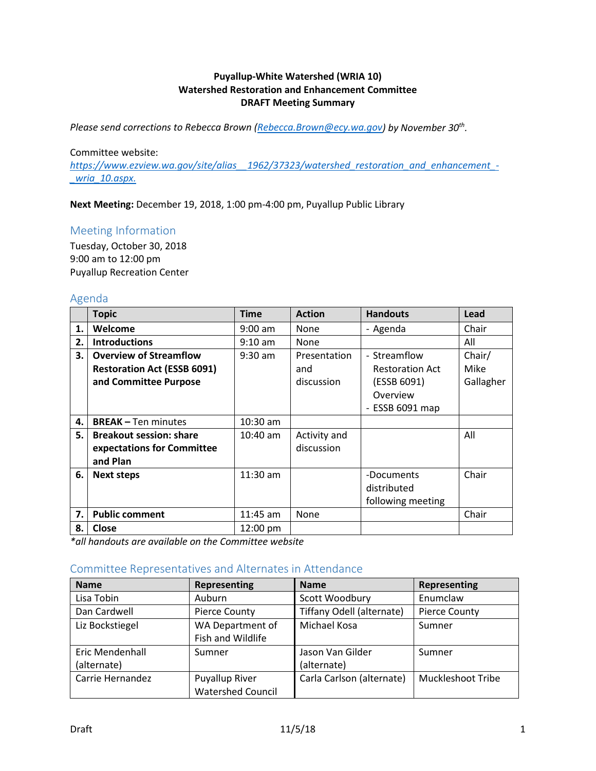**Puyallup-White Watershed (WRIA 10)**
**Watershed Restoration and Enhancement Committee**
**DRAFT Meeting Summary**

*Please send corrections to Rebecca Brown (Rebecca.Brown@ecy.wa.gov) by November 30th.*

Committee website:
*https://www.ezview.wa.gov/site/alias__1962/37323/watershed_restoration_and_enhancement_-_wria_10.aspx.*

**Next Meeting:** December 19, 2018, 1:00 pm-4:00 pm, Puyallup Public Library

## Meeting Information

Tuesday, October 30, 2018
9:00 am to 12:00 pm
Puyallup Recreation Center

## Agenda

| | Topic | Time | Action | Handouts | Lead |
|---|---|---|---|---|---|
| **1.** | **Welcome** | 9:00 am | None | - Agenda | Chair |
| **2.** | **Introductions** | 9:10 am | None | | All |
| **3.** | **Overview of Streamflow Restoration Act (ESSB 6091) and Committee Purpose** | 9:30 am | Presentation and discussion | - Streamflow Restoration Act (ESSB 6091) Overview<br>- ESSB 6091 map | Chair/ Mike Gallagher |
| **4.** | **BREAK –** Ten minutes | 10:30 am | | | |
| **5.** | **Breakout session: share expectations for Committee and Plan** | 10:40 am | Activity and discussion | | All |
| **6.** | **Next steps** | 11:30 am | | -Documents distributed following meeting | Chair |
| **7.** | **Public comment** | 11:45 am | None | | Chair |
| **8.** | **Close** | 12:00 pm | | | |

*\*all handouts are available on the Committee website*

## Committee Representatives and Alternates in Attendance

| Name | Representing | Name | Representing |
|---|---|---|---|
| Lisa Tobin | Auburn | Scott Woodbury | Enumclaw |
| Dan Cardwell | Pierce County | Tiffany Odell (alternate) | Pierce County |
| Liz Bockstiegel | WA Department of Fish and Wildlife | Michael Kosa | Sumner |
| Eric Mendenhall (alternate) | Sumner | Jason Van Gilder (alternate) | Sumner |
| Carrie Hernandez | Puyallup River Watershed Council | Carla Carlson (alternate) | Muckleshoot Tribe |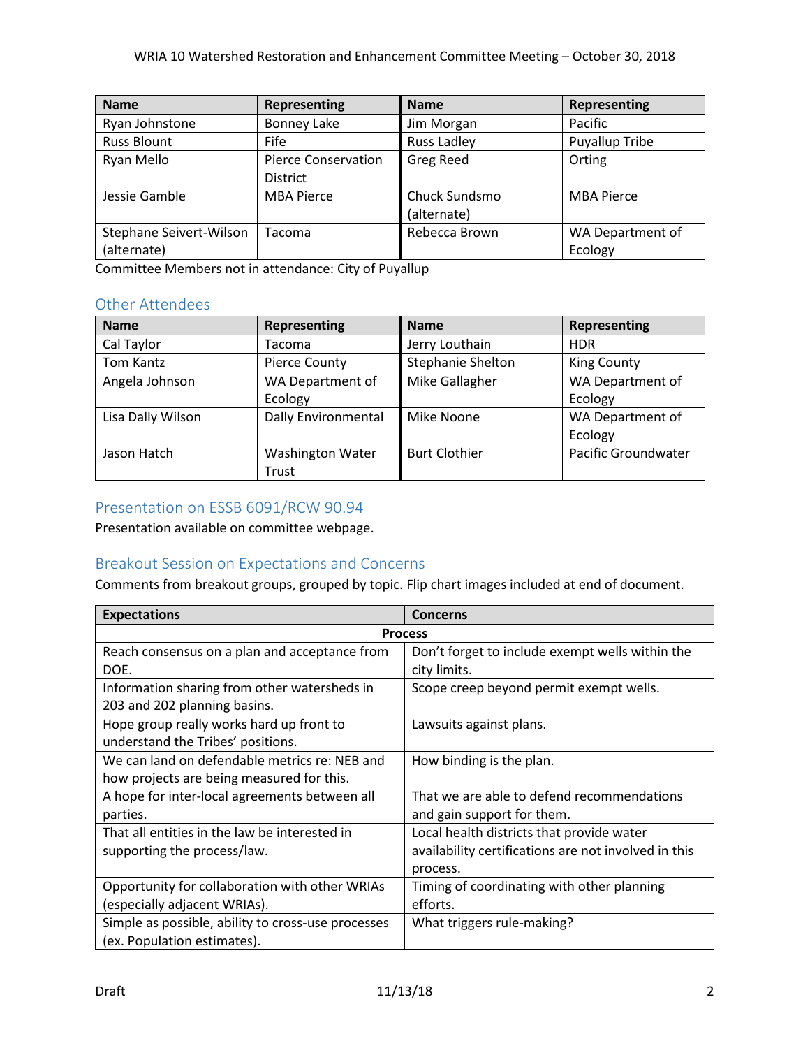| Name | Representing | Name | Representing |
|---|---|---|---|
| Ryan Johnstone | Bonney Lake | Jim Morgan | Pacific |
| Russ Blount | Fife | Russ Ladley | Puyallup Tribe |
| Ryan Mello | Pierce Conservation District | Greg Reed | Orting |
| Jessie Gamble | MBA Pierce | Chuck Sundsmo (alternate) | MBA Pierce |
| Stephane Seivert-Wilson (alternate) | Tacoma | Rebecca Brown | WA Department of Ecology |

Committee Members not in attendance: City of Puyallup

## Other Attendees

| Name | Representing | Name | Representing |
|---|---|---|---|
| Cal Taylor | Tacoma | Jerry Louthain | HDR |
| Tom Kantz | Pierce County | Stephanie Shelton | King County |
| Angela Johnson | WA Department of Ecology | Mike Gallagher | WA Department of Ecology |
| Lisa Dally Wilson | Dally Environmental | Mike Noone | WA Department of Ecology |
| Jason Hatch | Washington Water Trust | Burt Clothier | Pacific Groundwater |

## Presentation on ESSB 6091/RCW 90.94

Presentation available on committee webpage.

## Breakout Session on Expectations and Concerns

Comments from breakout groups, grouped by topic. Flip chart images included at end of document.

| Expectations | Concerns |
|---|---|
| **Process** | |
| Reach consensus on a plan and acceptance from DOE. | Don't forget to include exempt wells within the city limits. |
| Information sharing from other watersheds in 203 and 202 planning basins. | Scope creep beyond permit exempt wells. |
| Hope group really works hard up front to understand the Tribes' positions. | Lawsuits against plans. |
| We can land on defendable metrics re: NEB and how projects are being measured for this. | How binding is the plan. |
| A hope for inter-local agreements between all parties. | That we are able to defend recommendations and gain support for them. |
| That all entities in the law be interested in supporting the process/law. | Local health districts that provide water availability certifications are not involved in this process. |
| Opportunity for collaboration with other WRIAs (especially adjacent WRIAs). | Timing of coordinating with other planning efforts. |
| Simple as possible, ability to cross-use processes (ex. Population estimates). | What triggers rule-making? |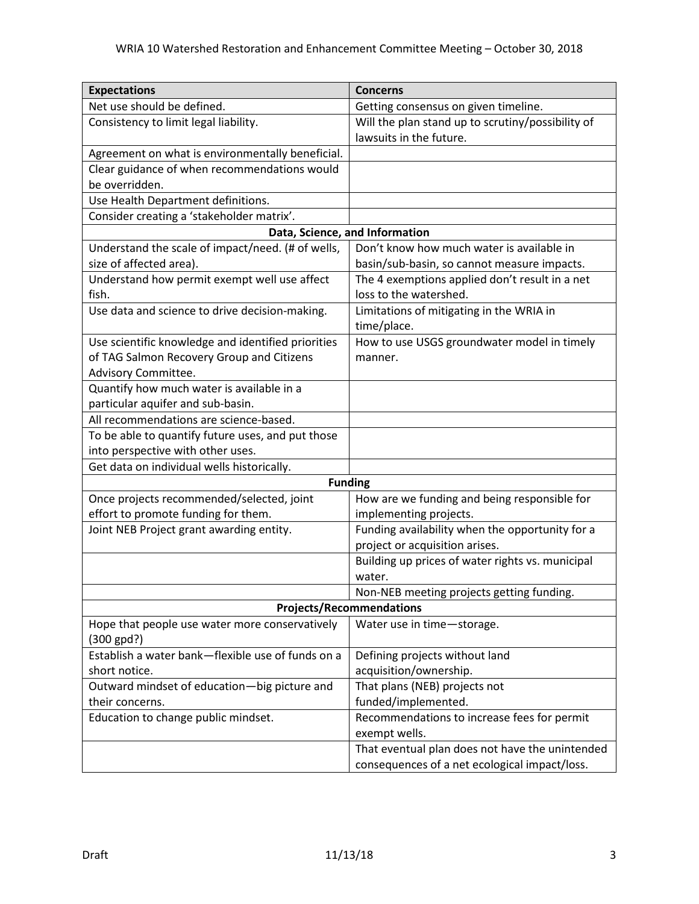| Expectations | Concerns |
|---|---|
| Net use should be defined. | Getting consensus on given timeline. |
| Consistency to limit legal liability. | Will the plan stand up to scrutiny/possibility of lawsuits in the future. |
| Agreement on what is environmentally beneficial. | |
| Clear guidance of when recommendations would be overridden. | |
| Use Health Department definitions. | |
| Consider creating a 'stakeholder matrix'. | |
| **Data, Science, and Information** | |
| Understand the scale of impact/need. (# of wells, size of affected area). | Don't know how much water is available in basin/sub-basin, so cannot measure impacts. |
| Understand how permit exempt well use affect fish. | The 4 exemptions applied don't result in a net loss to the watershed. |
| Use data and science to drive decision-making. | Limitations of mitigating in the WRIA in time/place. |
| Use scientific knowledge and identified priorities of TAG Salmon Recovery Group and Citizens Advisory Committee. | How to use USGS groundwater model in timely manner. |
| Quantify how much water is available in a particular aquifer and sub-basin. | |
| All recommendations are science-based. | |
| To be able to quantify future uses, and put those into perspective with other uses. | |
| Get data on individual wells historically. | |
| **Funding** | |
| Once projects recommended/selected, joint effort to promote funding for them. | How are we funding and being responsible for implementing projects. |
| Joint NEB Project grant awarding entity. | Funding availability when the opportunity for a project or acquisition arises. |
| | Building up prices of water rights vs. municipal water. |
| | Non-NEB meeting projects getting funding. |
| **Projects/Recommendations** | |
| Hope that people use water more conservatively (300 gpd?) | Water use in time—storage. |
| Establish a water bank—flexible use of funds on a short notice. | Defining projects without land acquisition/ownership. |
| Outward mindset of education—big picture and their concerns. | That plans (NEB) projects not funded/implemented. |
| Education to change public mindset. | Recommendations to increase fees for permit exempt wells. |
| | That eventual plan does not have the unintended consequences of a net ecological impact/loss. |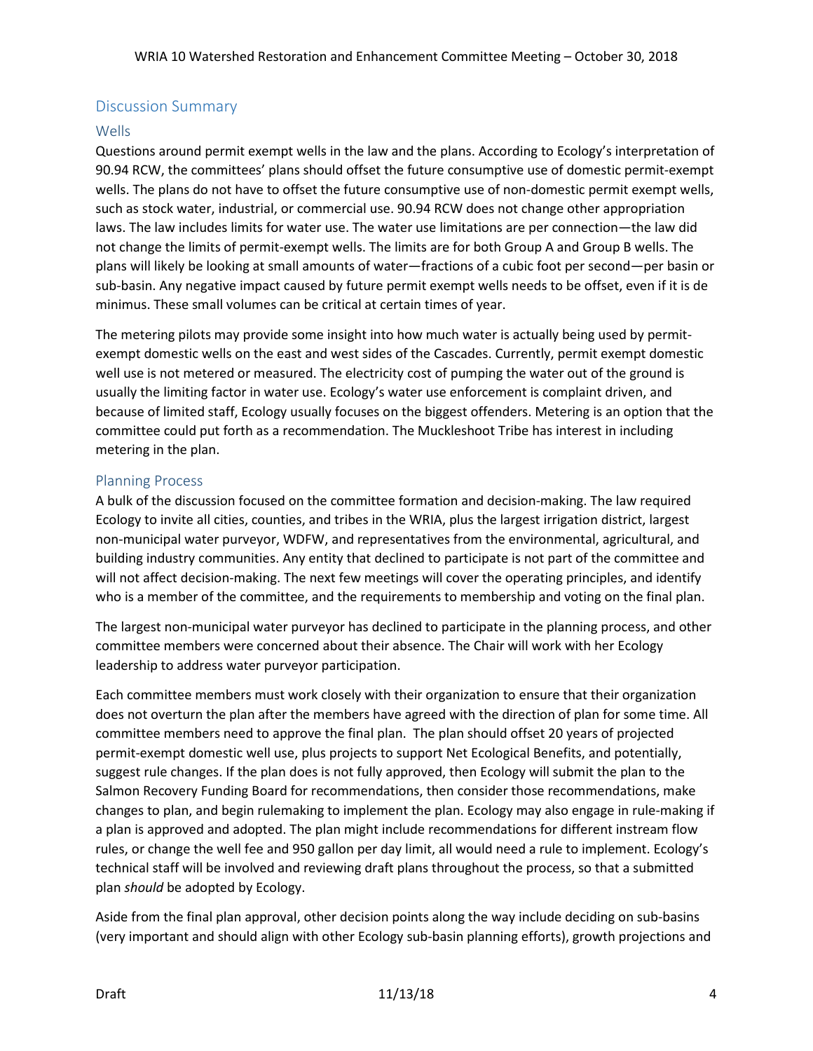## Discussion Summary

### Wells

Questions around permit exempt wells in the law and the plans. According to Ecology's interpretation of 90.94 RCW, the committees' plans should offset the future consumptive use of domestic permit-exempt wells. The plans do not have to offset the future consumptive use of non-domestic permit exempt wells, such as stock water, industrial, or commercial use. 90.94 RCW does not change other appropriation laws. The law includes limits for water use. The water use limitations are per connection—the law did not change the limits of permit-exempt wells. The limits are for both Group A and Group B wells. The plans will likely be looking at small amounts of water—fractions of a cubic foot per second—per basin or sub-basin. Any negative impact caused by future permit exempt wells needs to be offset, even if it is de minimus. These small volumes can be critical at certain times of year.

The metering pilots may provide some insight into how much water is actually being used by permit-exempt domestic wells on the east and west sides of the Cascades. Currently, permit exempt domestic well use is not metered or measured. The electricity cost of pumping the water out of the ground is usually the limiting factor in water use. Ecology's water use enforcement is complaint driven, and because of limited staff, Ecology usually focuses on the biggest offenders. Metering is an option that the committee could put forth as a recommendation. The Muckleshoot Tribe has interest in including metering in the plan.

### Planning Process

A bulk of the discussion focused on the committee formation and decision-making. The law required Ecology to invite all cities, counties, and tribes in the WRIA, plus the largest irrigation district, largest non-municipal water purveyor, WDFW, and representatives from the environmental, agricultural, and building industry communities. Any entity that declined to participate is not part of the committee and will not affect decision-making. The next few meetings will cover the operating principles, and identify who is a member of the committee, and the requirements to membership and voting on the final plan.

The largest non-municipal water purveyor has declined to participate in the planning process, and other committee members were concerned about their absence. The Chair will work with her Ecology leadership to address water purveyor participation.

Each committee members must work closely with their organization to ensure that their organization does not overturn the plan after the members have agreed with the direction of plan for some time. All committee members need to approve the final plan. The plan should offset 20 years of projected permit-exempt domestic well use, plus projects to support Net Ecological Benefits, and potentially, suggest rule changes. If the plan does is not fully approved, then Ecology will submit the plan to the Salmon Recovery Funding Board for recommendations, then consider those recommendations, make changes to plan, and begin rulemaking to implement the plan. Ecology may also engage in rule-making if a plan is approved and adopted. The plan might include recommendations for different instream flow rules, or change the well fee and 950 gallon per day limit, all would need a rule to implement. Ecology's technical staff will be involved and reviewing draft plans throughout the process, so that a submitted plan *should* be adopted by Ecology.

Aside from the final plan approval, other decision points along the way include deciding on sub-basins (very important and should align with other Ecology sub-basin planning efforts), growth projections and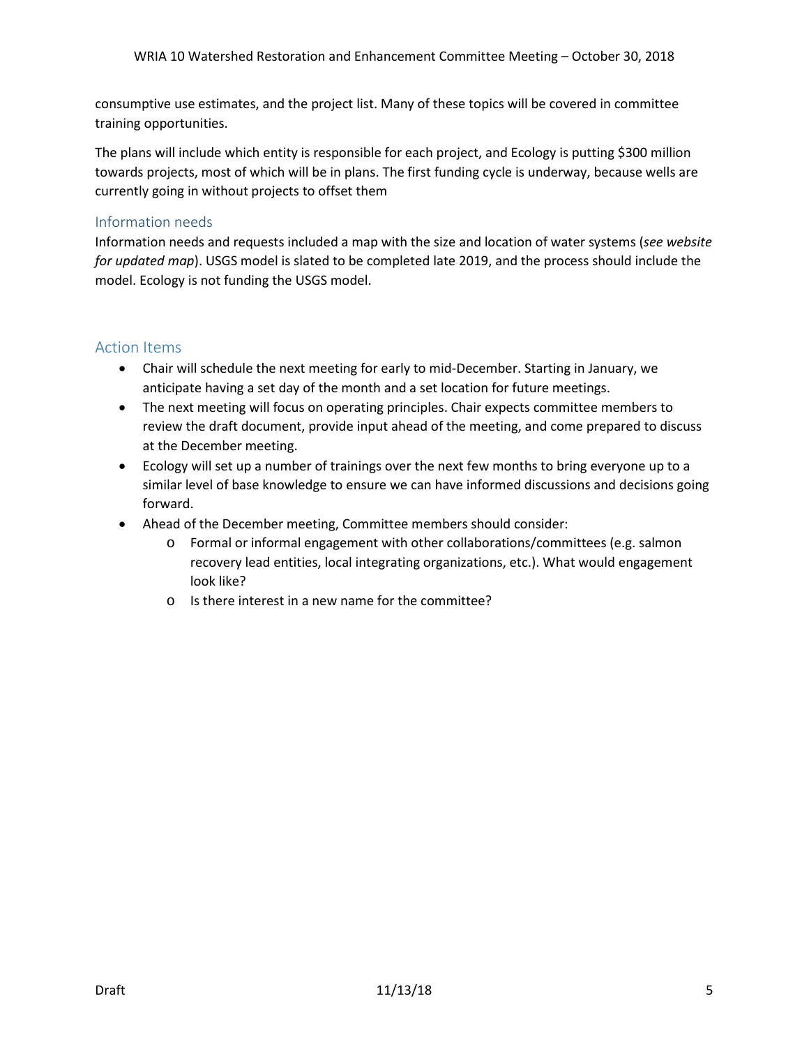consumptive use estimates, and the project list. Many of these topics will be covered in committee training opportunities.

The plans will include which entity is responsible for each project, and Ecology is putting $300 million towards projects, most of which will be in plans. The first funding cycle is underway, because wells are currently going in without projects to offset them

### Information needs

Information needs and requests included a map with the size and location of water systems (*see website for updated map*). USGS model is slated to be completed late 2019, and the process should include the model. Ecology is not funding the USGS model.

## Action Items

- Chair will schedule the next meeting for early to mid-December. Starting in January, we anticipate having a set day of the month and a set location for future meetings.
- The next meeting will focus on operating principles. Chair expects committee members to review the draft document, provide input ahead of the meeting, and come prepared to discuss at the December meeting.
- Ecology will set up a number of trainings over the next few months to bring everyone up to a similar level of base knowledge to ensure we can have informed discussions and decisions going forward.
- Ahead of the December meeting, Committee members should consider:
  - Formal or informal engagement with other collaborations/committees (e.g. salmon recovery lead entities, local integrating organizations, etc.). What would engagement look like?
  - Is there interest in a new name for the committee?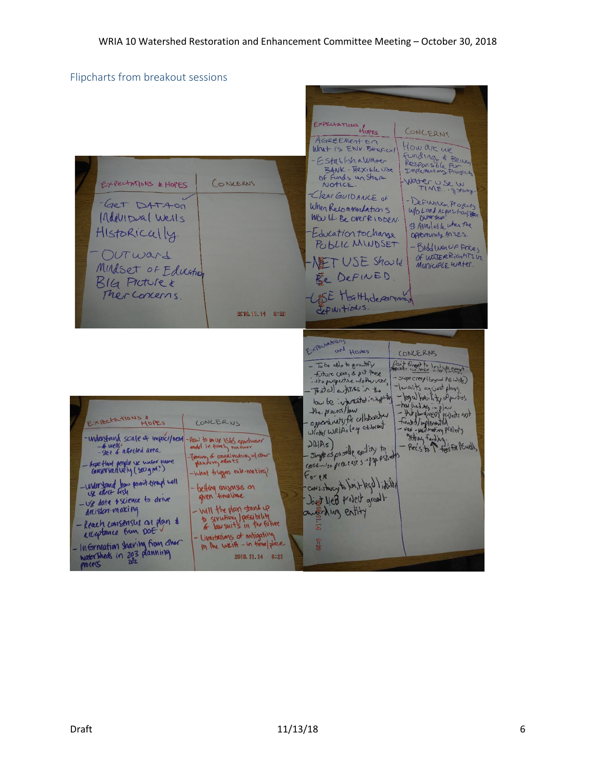## Flipcharts from breakout sessions

| Expectations & Hopes | Concerns |
| --- | --- |
| - Get data on individual wells historically<br>- Outward mindset of education big picture & their concerns | |

| Expectations & Hopes | Concerns |
| --- | --- |
| Agreement on what is Env. Beneficial<br>- Establish a water bank - flexible use of funds on short notice.<br>- Clear guidance of when recommendations would be overridden.<br>- Education to change public mindset<br>- Net use should be defined.<br>- Use Health department definitions. | How are we funding & being responsible for implementing projects<br>- Water use w time - storage<br>- Defining projects w/o land acquisition/land ownership<br>$ available when the opportunity arises.<br>- Bidding up prices of water rights vs municipal water. |

| Expectations & Hopes | Concerns |
| --- | --- |
| - Understand scale of impact/need<br>- # wells<br>- size of affected area<br>- Hope that people use water more conservatively (350 gpd?)<br>- Understand how permit-exempt wells use affect fish<br>- Use data & science to drive decision-making<br>- Reach consensus on plan & acceptance from DOE<br>- Information sharing from other watersheds in 203 planning process | - How to use USGS groundwater model in timely manner<br>- Timing of coordinating w/ other planning efforts<br>- What triggers rule-making?<br>- Getting consensus on given timeline<br>- Will the plan stand up to scrutiny/possibility of lawsuits in the future<br>- Limitations of mitigating in the WRIA - in time/place |

| Expectations and Hopes | Concerns |
| --- | --- |
| - To be able to quantify future uses, & put these into perspective w/other uses<br>- That all entities in the basin be interested in supporting the process/law<br>- Opportunity for collaboration w/other WRIAs (esp. adjacent WRIAs)<br>- Simple as possible, ability to cross-use process-\$/gal estimates<br>For ex<br>- Consistency to limit legal liability<br>- Joint NEB project grant awarding entity | Don't forget to include exempt wells w/in city limits<br>- Scope creep (beyond PE wells)<br>- Lawsuits against plans<br>- Legal liability of parties<br>- How binding is plan<br>- That planned projects not funded/implemented<br>- NOW - NEB meeting projects getting funding<br>- Recs to ↑ fees for PE wells |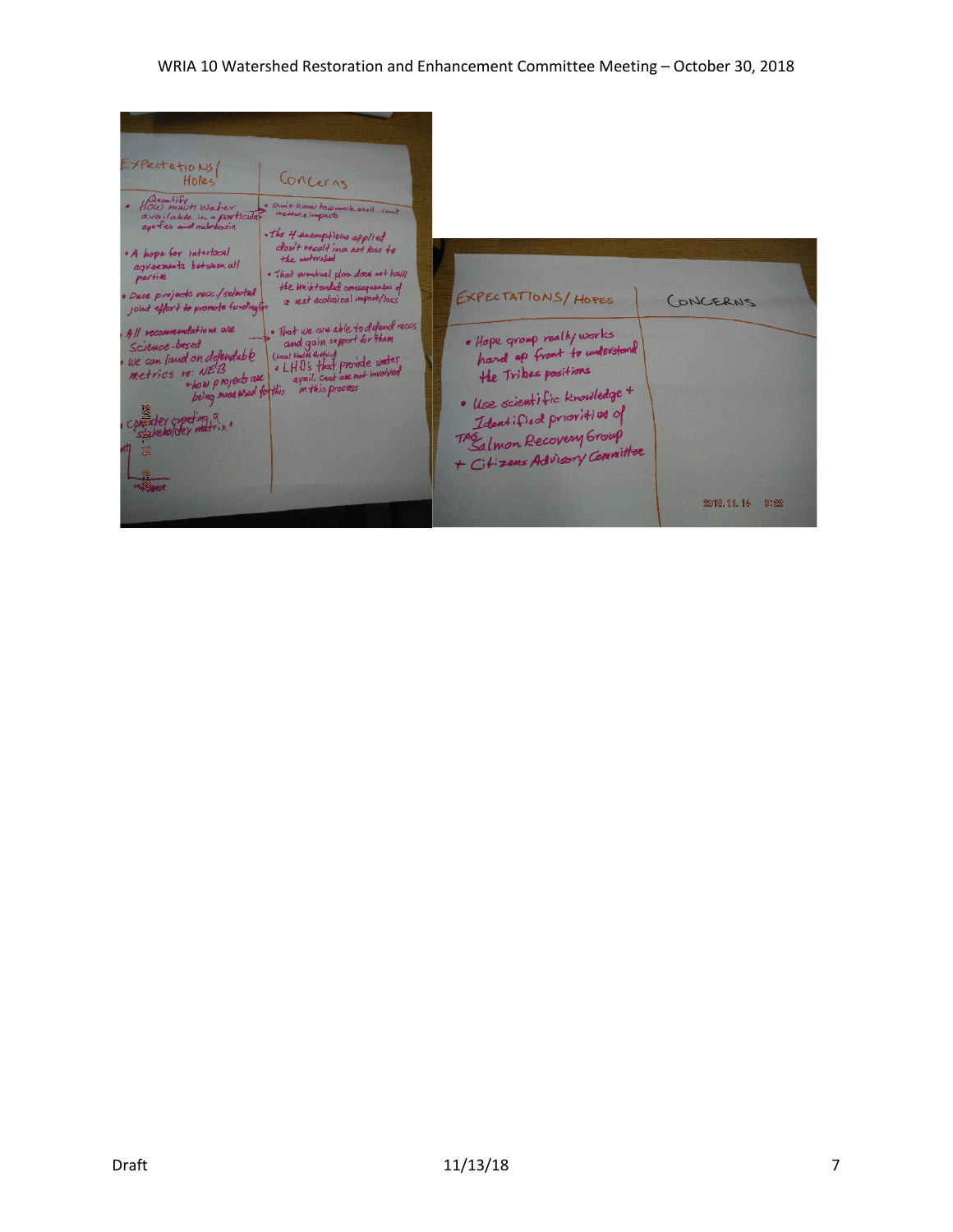Expectations/Hopes | Concerns

| Expectations/Hopes | Concerns |
| --- | --- |
| Quantify How much water available in a particular aquifer and subbasin | Don't know how much avail., cannot measure impacts |
| | The 4 exemptions applied don't result in a net loss to the watershed |
| A hope for interlocal agreements between all parties | That eventual plan does not have the unintended consequences of a net ecological impact/loss |
| Once projects recc./selected joint effort to promote funding for | |
| All recommendations are Science-based | That we are able to defend reccs and gain support for them |
| We can land on defendable metrics re: NEB *how projects are being measured for this | (Local Health District) LHD's that provide water avail. Cert are not involved in this process |
| Consider creating a stakeholder matrix | |

| Expectations/Hopes | Concerns |
| --- | --- |
| Hope group really works hard up front to understand the Tribes positions | |
| Use scientific knowledge + Identified priorities of TAG Salmon Recovery Group + Citizens Advisory Committee | |

2018.11.14 9:32